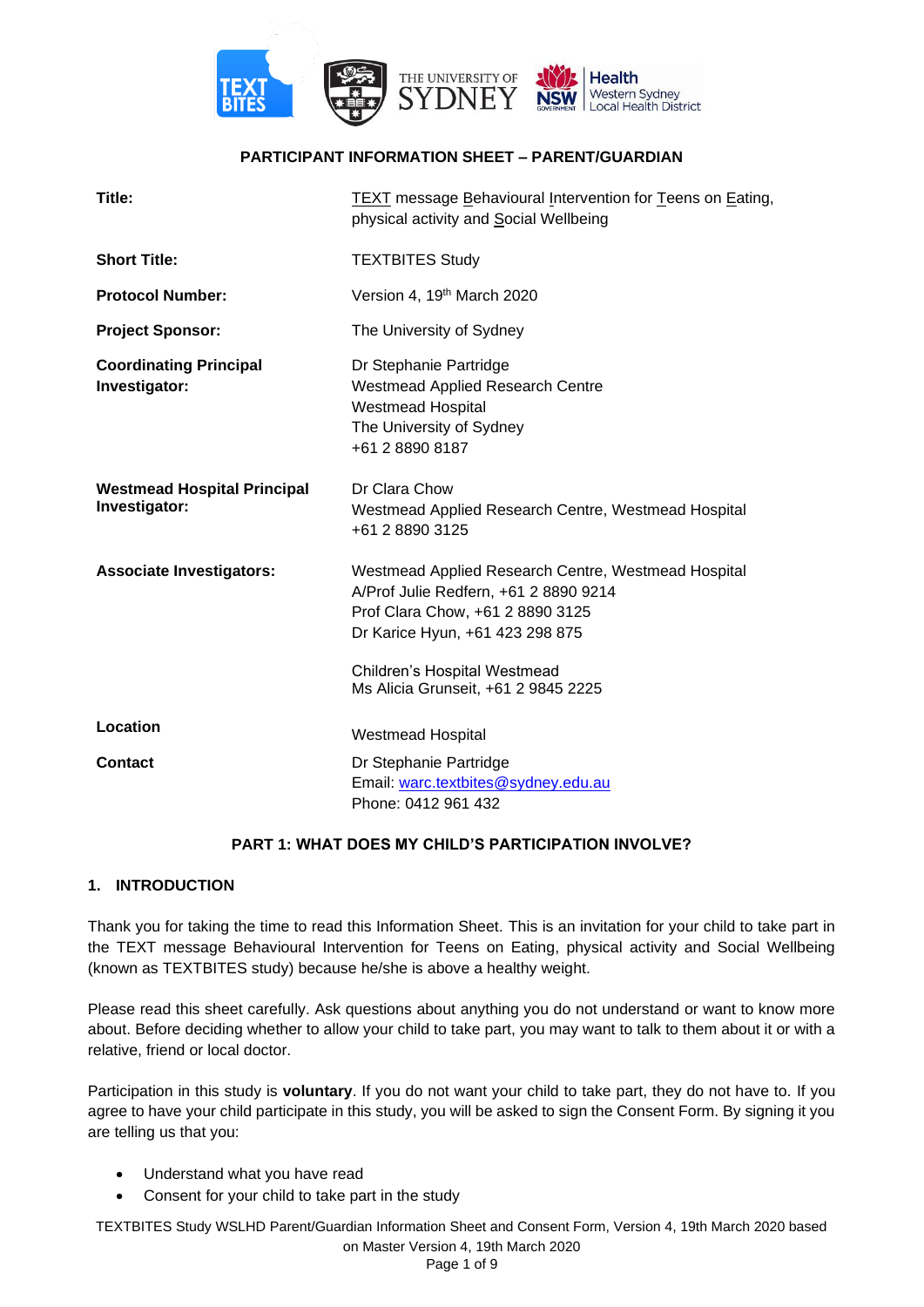**PARTICIPANT INFORMATION SHEET – PARENT/GUARDIAN**

| | |
|---|---|
| **Title:** | TEXT message Behavioural Intervention for Teens on Eating, physical activity and Social Wellbeing |
| **Short Title:** | TEXTBITES Study |
| **Protocol Number:** | Version 4, 19th March 2020 |
| **Project Sponsor:** | The University of Sydney |
| **Coordinating Principal Investigator:** | Dr Stephanie Partridge<br>Westmead Applied Research Centre<br>Westmead Hospital<br>The University of Sydney<br>+61 2 8890 8187 |
| **Westmead Hospital Principal Investigator:** | Dr Clara Chow<br>Westmead Applied Research Centre, Westmead Hospital<br>+61 2 8890 3125 |
| **Associate Investigators:** | Westmead Applied Research Centre, Westmead Hospital<br>A/Prof Julie Redfern, +61 2 8890 9214<br>Prof Clara Chow, +61 2 8890 3125<br>Dr Karice Hyun, +61 423 298 875<br><br>Children's Hospital Westmead<br>Ms Alicia Grunseit, +61 2 9845 2225 |
| **Location** | Westmead Hospital |
| **Contact** | Dr Stephanie Partridge<br>Email: warc.textbites@sydney.edu.au<br>Phone: 0412 961 432 |

## PART 1: WHAT DOES MY CHILD'S PARTICIPATION INVOLVE?

### 1. INTRODUCTION

Thank you for taking the time to read this Information Sheet. This is an invitation for your child to take part in the TEXT message Behavioural Intervention for Teens on Eating, physical activity and Social Wellbeing (known as TEXTBITES study) because he/she is above a healthy weight.

Please read this sheet carefully. Ask questions about anything you do not understand or want to know more about. Before deciding whether to allow your child to take part, you may want to talk to them about it or with a relative, friend or local doctor.

Participation in this study is **voluntary**. If you do not want your child to take part, they do not have to. If you agree to have your child participate in this study, you will be asked to sign the Consent Form. By signing it you are telling us that you:

- Understand what you have read
- Consent for your child to take part in the study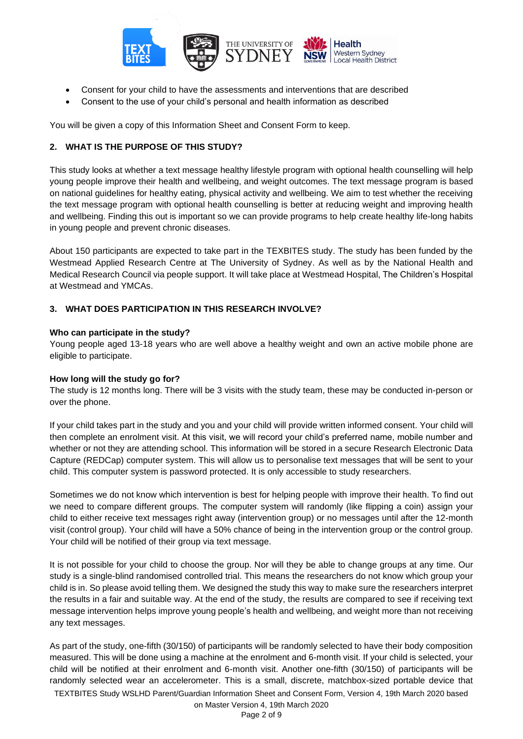- Consent for your child to have the assessments and interventions that are described
- Consent to the use of your child's personal and health information as described

You will be given a copy of this Information Sheet and Consent Form to keep.

## 2. WHAT IS THE PURPOSE OF THIS STUDY?

This study looks at whether a text message healthy lifestyle program with optional health counselling will help young people improve their health and wellbeing, and weight outcomes. The text message program is based on national guidelines for healthy eating, physical activity and wellbeing. We aim to test whether the receiving the text message program with optional health counselling is better at reducing weight and improving health and wellbeing. Finding this out is important so we can provide programs to help create healthy life-long habits in young people and prevent chronic diseases.

About 150 participants are expected to take part in the TEXBITES study. The study has been funded by the Westmead Applied Research Centre at The University of Sydney. As well as by the National Health and Medical Research Council via people support. It will take place at Westmead Hospital, The Children's Hospital at Westmead and YMCAs.

## 3. WHAT DOES PARTICIPATION IN THIS RESEARCH INVOLVE?

**Who can participate in the study?**
Young people aged 13-18 years who are well above a healthy weight and own an active mobile phone are eligible to participate.

**How long will the study go for?**
The study is 12 months long. There will be 3 visits with the study team, these may be conducted in-person or over the phone.

If your child takes part in the study and you and your child will provide written informed consent. Your child will then complete an enrolment visit. At this visit, we will record your child's preferred name, mobile number and whether or not they are attending school. This information will be stored in a secure Research Electronic Data Capture (REDCap) computer system. This will allow us to personalise text messages that will be sent to your child. This computer system is password protected. It is only accessible to study researchers.

Sometimes we do not know which intervention is best for helping people with improve their health. To find out we need to compare different groups. The computer system will randomly (like flipping a coin) assign your child to either receive text messages right away (intervention group) or no messages until after the 12-month visit (control group). Your child will have a 50% chance of being in the intervention group or the control group. Your child will be notified of their group via text message.

It is not possible for your child to choose the group. Nor will they be able to change groups at any time. Our study is a single-blind randomised controlled trial. This means the researchers do not know which group your child is in. So please avoid telling them. We designed the study this way to make sure the researchers interpret the results in a fair and suitable way. At the end of the study, the results are compared to see if receiving text message intervention helps improve young people's health and wellbeing, and weight more than not receiving any text messages.

As part of the study, one-fifth (30/150) of participants will be randomly selected to have their body composition measured. This will be done using a machine at the enrolment and 6-month visit. If your child is selected, your child will be notified at their enrolment and 6-month visit. Another one-fifth (30/150) of participants will be randomly selected wear an accelerometer. This is a small, discrete, matchbox-sized portable device that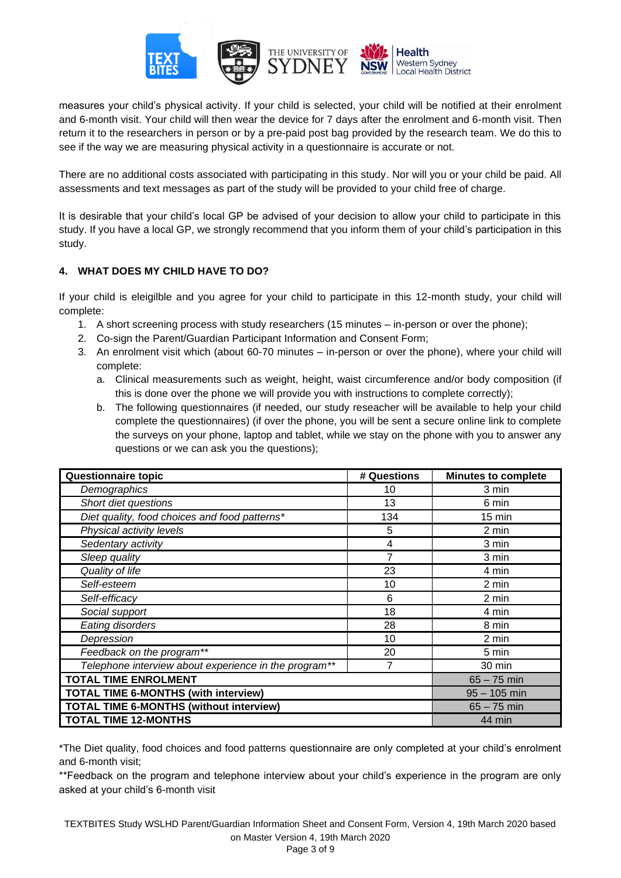measures your child's physical activity. If your child is selected, your child will be notified at their enrolment and 6-month visit. Your child will then wear the device for 7 days after the enrolment and 6-month visit. Then return it to the researchers in person or by a pre-paid post bag provided by the research team. We do this to see if the way we are measuring physical activity in a questionnaire is accurate or not.

There are no additional costs associated with participating in this study. Nor will you or your child be paid. All assessments and text messages as part of the study will be provided to your child free of charge.

It is desirable that your child's local GP be advised of your decision to allow your child to participate in this study. If you have a local GP, we strongly recommend that you inform them of your child's participation in this study.

## 4. WHAT DOES MY CHILD HAVE TO DO?

If your child is eleigilble and you agree for your child to participate in this 12-month study, your child will complete:

1. A short screening process with study researchers (15 minutes – in-person or over the phone);
2. Co-sign the Parent/Guardian Participant Information and Consent Form;
3. An enrolment visit which (about 60-70 minutes – in-person or over the phone), where your child will complete:
   a. Clinical measurements such as weight, height, waist circumference and/or body composition (if this is done over the phone we will provide you with instructions to complete correctly);
   b. The following questionnaires (if needed, our study reseacher will be available to help your child complete the questionnaires) (if over the phone, you will be sent a secure online link to complete the surveys on your phone, laptop and tablet, while we stay on the phone with you to answer any questions or we can ask you the questions);

| Questionnaire topic | # Questions | Minutes to complete |
|---|---|---|
| *Demographics* | 10 | 3 min |
| *Short diet questions* | 13 | 6 min |
| *Diet quality, food choices and food patterns** | 134 | 15 min |
| *Physical activity levels* | 5 | 2 min |
| *Sedentary activity* | 4 | 3 min |
| *Sleep quality* | 7 | 3 min |
| *Quality of life* | 23 | 4 min |
| *Self-esteem* | 10 | 2 min |
| *Self-efficacy* | 6 | 2 min |
| *Social support* | 18 | 4 min |
| *Eating disorders* | 28 | 8 min |
| *Depression* | 10 | 2 min |
| *Feedback on the program*** | 20 | 5 min |
| *Telephone interview about experience in the program*** | 7 | 30 min |
| **TOTAL TIME ENROLMENT** | | 65 – 75 min |
| **TOTAL TIME 6-MONTHS (with interview)** | | 95 – 105 min |
| **TOTAL TIME 6-MONTHS (without interview)** | | 65 – 75 min |
| **TOTAL TIME 12-MONTHS** | | 44 min |

*The Diet quality, food choices and food patterns questionnaire are only completed at your child's enrolment and 6-month visit;

**Feedback on the program and telephone interview about your child's experience in the program are only asked at your child's 6-month visit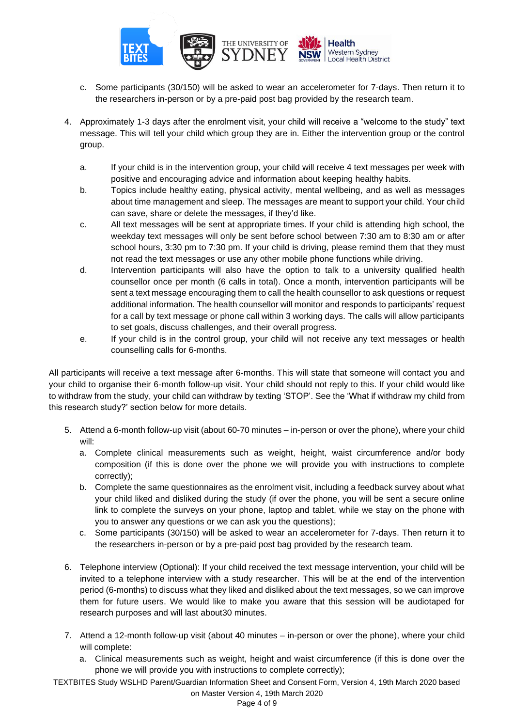c. Some participants (30/150) will be asked to wear an accelerometer for 7-days. Then return it to the researchers in-person or by a pre-paid post bag provided by the research team.

4. Approximately 1-3 days after the enrolment visit, your child will receive a "welcome to the study" text message. This will tell your child which group they are in. Either the intervention group or the control group.

   a. If your child is in the intervention group, your child will receive 4 text messages per week with positive and encouraging advice and information about keeping healthy habits.
   b. Topics include healthy eating, physical activity, mental wellbeing, and as well as messages about time management and sleep. The messages are meant to support your child. Your child can save, share or delete the messages, if they'd like.
   c. All text messages will be sent at appropriate times. If your child is attending high school, the weekday text messages will only be sent before school between 7:30 am to 8:30 am or after school hours, 3:30 pm to 7:30 pm. If your child is driving, please remind them that they must not read the text messages or use any other mobile phone functions while driving.
   d. Intervention participants will also have the option to talk to a university qualified health counsellor once per month (6 calls in total). Once a month, intervention participants will be sent a text message encouraging them to call the health counsellor to ask questions or request additional information. The health counsellor will monitor and responds to participants' request for a call by text message or phone call within 3 working days. The calls will allow participants to set goals, discuss challenges, and their overall progress.
   e. If your child is in the control group, your child will not receive any text messages or health counselling calls for 6-months.

All participants will receive a text message after 6-months. This will state that someone will contact you and your child to organise their 6-month follow-up visit. Your child should not reply to this. If your child would like to withdraw from the study, your child can withdraw by texting 'STOP'. See the 'What if withdraw my child from this research study?' section below for more details.

5. Attend a 6-month follow-up visit (about 60-70 minutes – in-person or over the phone), where your child will:
   a. Complete clinical measurements such as weight, height, waist circumference and/or body composition (if this is done over the phone we will provide you with instructions to complete correctly);
   b. Complete the same questionnaires as the enrolment visit, including a feedback survey about what your child liked and disliked during the study (if over the phone, you will be sent a secure online link to complete the surveys on your phone, laptop and tablet, while we stay on the phone with you to answer any questions or we can ask you the questions);
   c. Some participants (30/150) will be asked to wear an accelerometer for 7-days. Then return it to the researchers in-person or by a pre-paid post bag provided by the research team.

6. Telephone interview (Optional): If your child received the text message intervention, your child will be invited to a telephone interview with a study researcher. This will be at the end of the intervention period (6-months) to discuss what they liked and disliked about the text messages, so we can improve them for future users. We would like to make you aware that this session will be audiotaped for research purposes and will last about30 minutes.

7. Attend a 12-month follow-up visit (about 40 minutes – in-person or over the phone), where your child will complete:
   a. Clinical measurements such as weight, height and waist circumference (if this is done over the phone we will provide you with instructions to complete correctly);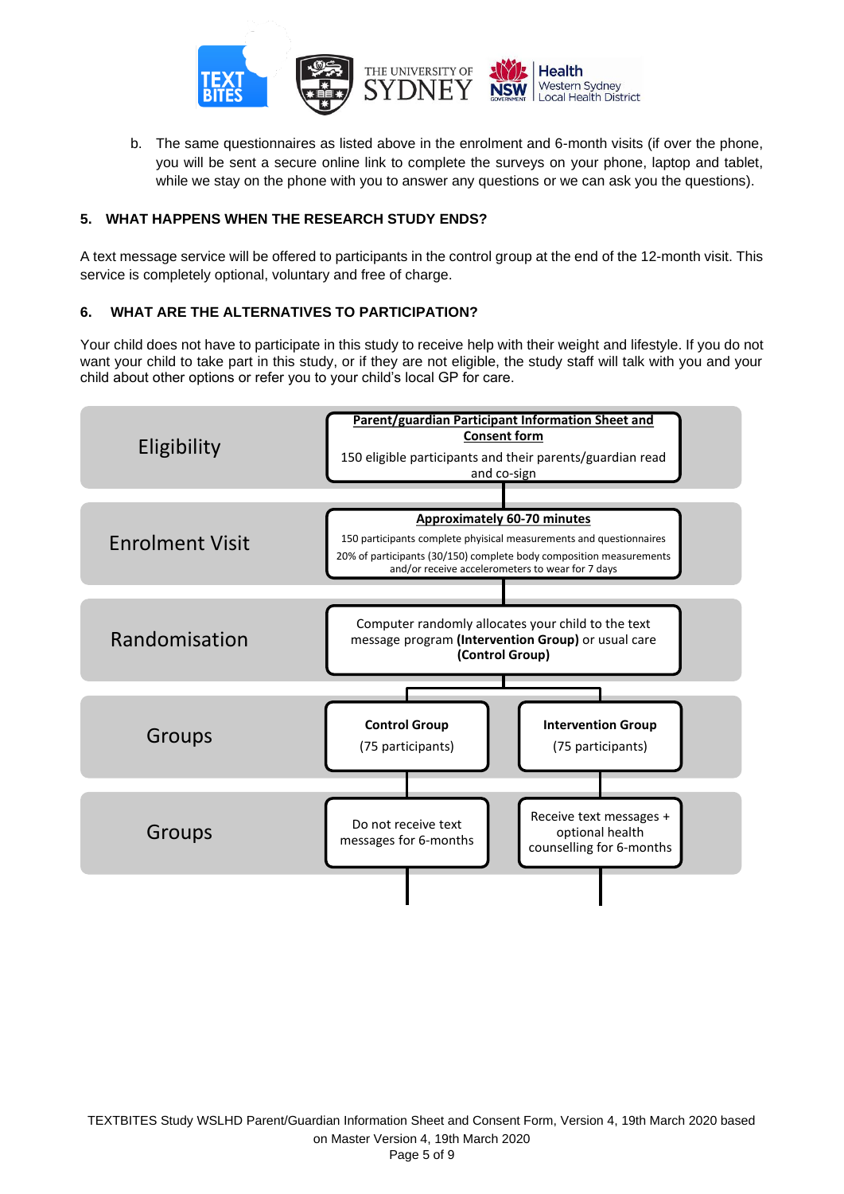b. The same questionnaires as listed above in the enrolment and 6-month visits (if over the phone, you will be sent a secure online link to complete the surveys on your phone, laptop and tablet, while we stay on the phone with you to answer any questions or we can ask you the questions).

## 5. WHAT HAPPENS WHEN THE RESEARCH STUDY ENDS?

A text message service will be offered to participants in the control group at the end of the 12-month visit. This service is completely optional, voluntary and free of charge.

## 6. WHAT ARE THE ALTERNATIVES TO PARTICIPATION?

Your child does not have to participate in this study to receive help with their weight and lifestyle. If you do not want your child to take part in this study, or if they are not eligible, the study staff will talk with you and your child about other options or refer you to your child's local GP for care.

| Stage | Control Group | Intervention Group |
|---|---|---|
| Eligibility | **Parent/guardian Participant Information Sheet and Consent form** — 150 eligible participants and their parents/guardian read and co-sign | |
| Enrolment Visit | **Approximately 60-70 minutes** — 150 participants complete phyisical measurements and questionnaires. 20% of participants (30/150) complete body composition measurements and/or receive accelerometers to wear for 7 days | |
| Randomisation | Computer randomly allocates your child to the text message program **(Intervention Group)** or usual care **(Control Group)** | |
| Groups | **Control Group** (75 participants) | **Intervention Group** (75 participants) |
| Groups | Do not receive text messages for 6-months | Receive text messages + optional health counselling for 6-months |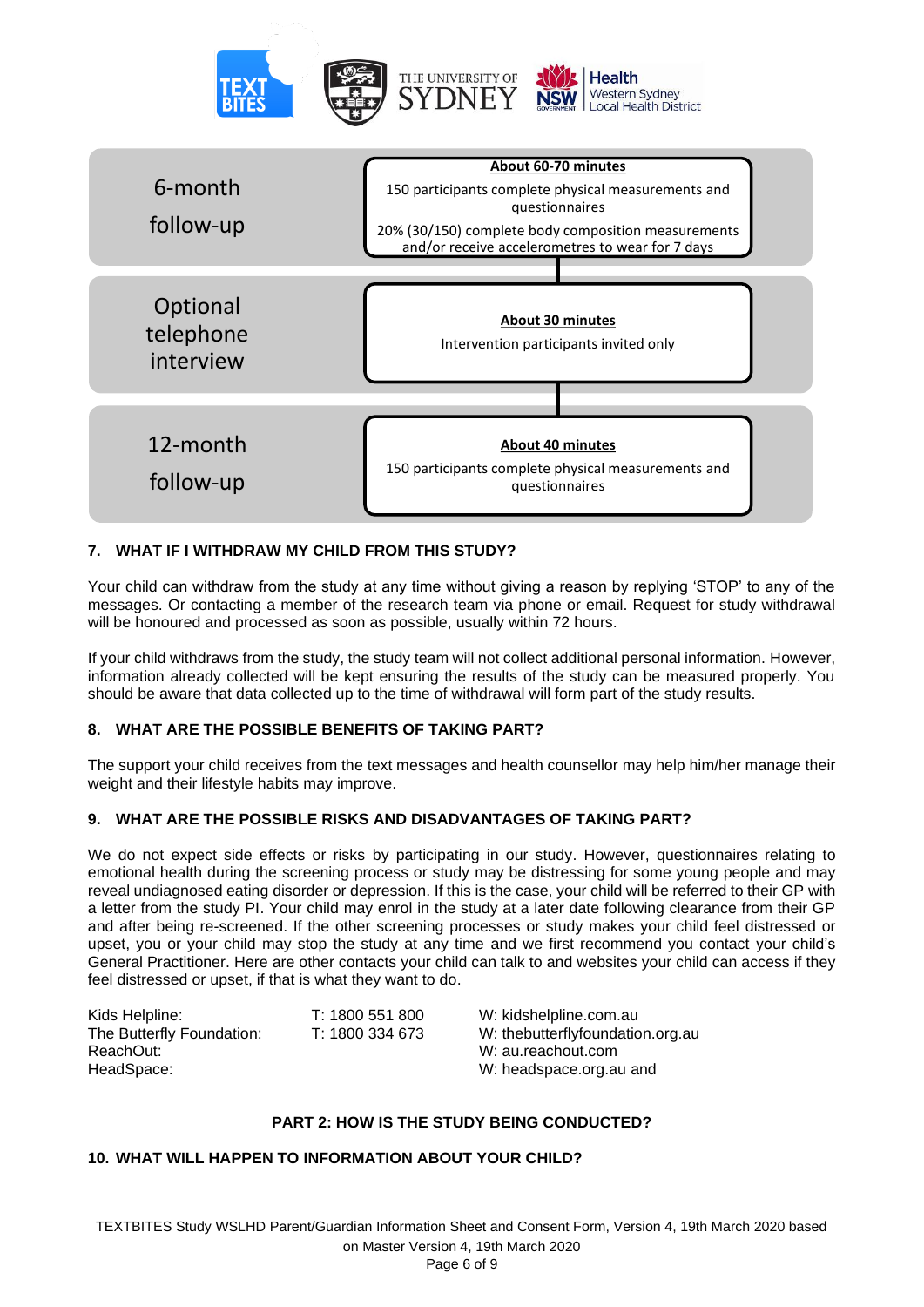| Stage | Details |
| --- | --- |
| 6-month follow-up | **About 60-70 minutes**<br>150 participants complete physical measurements and questionnaires<br>20% (30/150) complete body composition measurements and/or receive accelerometres to wear for 7 days |
| Optional telephone interview | **About 30 minutes**<br>Intervention participants invited only |
| 12-month follow-up | **About 40 minutes**<br>150 participants complete physical measurements and questionnaires |

## 7. WHAT IF I WITHDRAW MY CHILD FROM THIS STUDY?

Your child can withdraw from the study at any time without giving a reason by replying 'STOP' to any of the messages. Or contacting a member of the research team via phone or email. Request for study withdrawal will be honoured and processed as soon as possible, usually within 72 hours.

If your child withdraws from the study, the study team will not collect additional personal information. However, information already collected will be kept ensuring the results of the study can be measured properly. You should be aware that data collected up to the time of withdrawal will form part of the study results.

## 8. WHAT ARE THE POSSIBLE BENEFITS OF TAKING PART?

The support your child receives from the text messages and health counsellor may help him/her manage their weight and their lifestyle habits may improve.

## 9. WHAT ARE THE POSSIBLE RISKS AND DISADVANTAGES OF TAKING PART?

We do not expect side effects or risks by participating in our study. However, questionnaires relating to emotional health during the screening process or study may be distressing for some young people and may reveal undiagnosed eating disorder or depression. If this is the case, your child will be referred to their GP with a letter from the study PI. Your child may enrol in the study at a later date following clearance from their GP and after being re-screened. If the other screening processes or study makes your child feel distressed or upset, you or your child may stop the study at any time and we first recommend you contact your child's General Practitioner. Here are other contacts your child can talk to and websites your child can access if they feel distressed or upset, if that is what they want to do.

| | | |
| --- | --- | --- |
| Kids Helpline: | T: 1800 551 800 | W: kidshelpline.com.au |
| The Butterfly Foundation: | T: 1800 334 673 | W: thebutterflyfoundation.org.au |
| ReachOut: | | W: au.reachout.com |
| HeadSpace: | | W: headspace.org.au and |

# PART 2: HOW IS THE STUDY BEING CONDUCTED?

## 10. WHAT WILL HAPPEN TO INFORMATION ABOUT YOUR CHILD?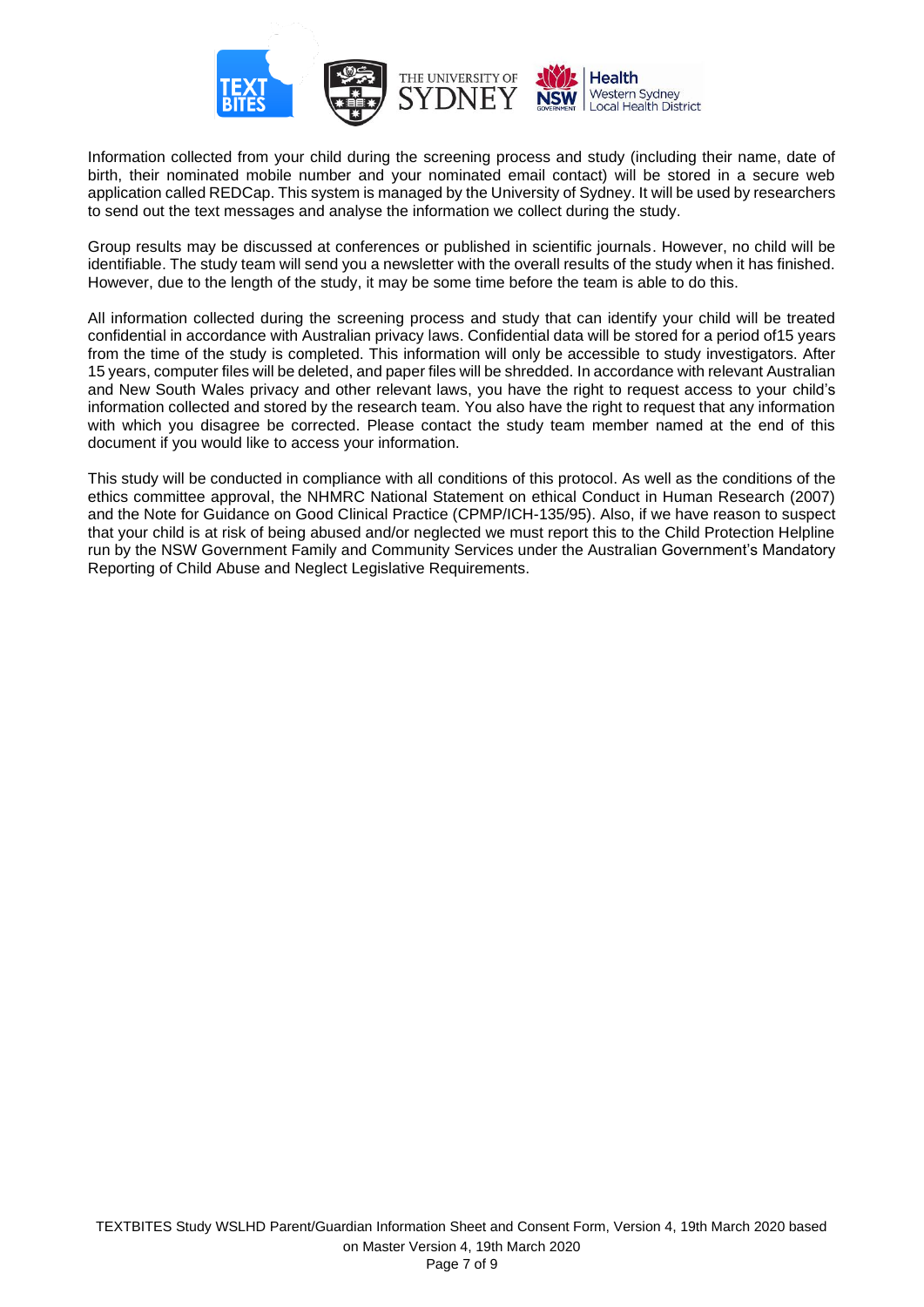Information collected from your child during the screening process and study (including their name, date of birth, their nominated mobile number and your nominated email contact) will be stored in a secure web application called REDCap. This system is managed by the University of Sydney. It will be used by researchers to send out the text messages and analyse the information we collect during the study.

Group results may be discussed at conferences or published in scientific journals. However, no child will be identifiable. The study team will send you a newsletter with the overall results of the study when it has finished. However, due to the length of the study, it may be some time before the team is able to do this.

All information collected during the screening process and study that can identify your child will be treated confidential in accordance with Australian privacy laws. Confidential data will be stored for a period of15 years from the time of the study is completed. This information will only be accessible to study investigators. After 15 years, computer files will be deleted, and paper files will be shredded. In accordance with relevant Australian and New South Wales privacy and other relevant laws, you have the right to request access to your child's information collected and stored by the research team. You also have the right to request that any information with which you disagree be corrected. Please contact the study team member named at the end of this document if you would like to access your information.

This study will be conducted in compliance with all conditions of this protocol. As well as the conditions of the ethics committee approval, the NHMRC National Statement on ethical Conduct in Human Research (2007) and the Note for Guidance on Good Clinical Practice (CPMP/ICH-135/95). Also, if we have reason to suspect that your child is at risk of being abused and/or neglected we must report this to the Child Protection Helpline run by the NSW Government Family and Community Services under the Australian Government's Mandatory Reporting of Child Abuse and Neglect Legislative Requirements.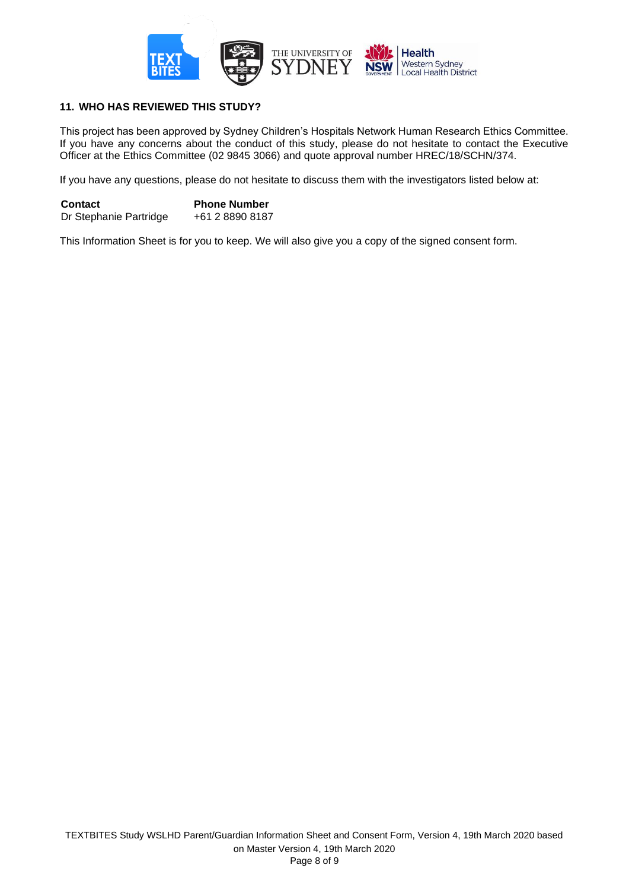## 11. WHO HAS REVIEWED THIS STUDY?

This project has been approved by Sydney Children's Hospitals Network Human Research Ethics Committee. If you have any concerns about the conduct of this study, please do not hesitate to contact the Executive Officer at the Ethics Committee (02 9845 3066) and quote approval number HREC/18/SCHN/374.

If you have any questions, please do not hesitate to discuss them with the investigators listed below at:

| Contact | Phone Number |
| --- | --- |
| Dr Stephanie Partridge | +61 2 8890 8187 |

This Information Sheet is for you to keep. We will also give you a copy of the signed consent form.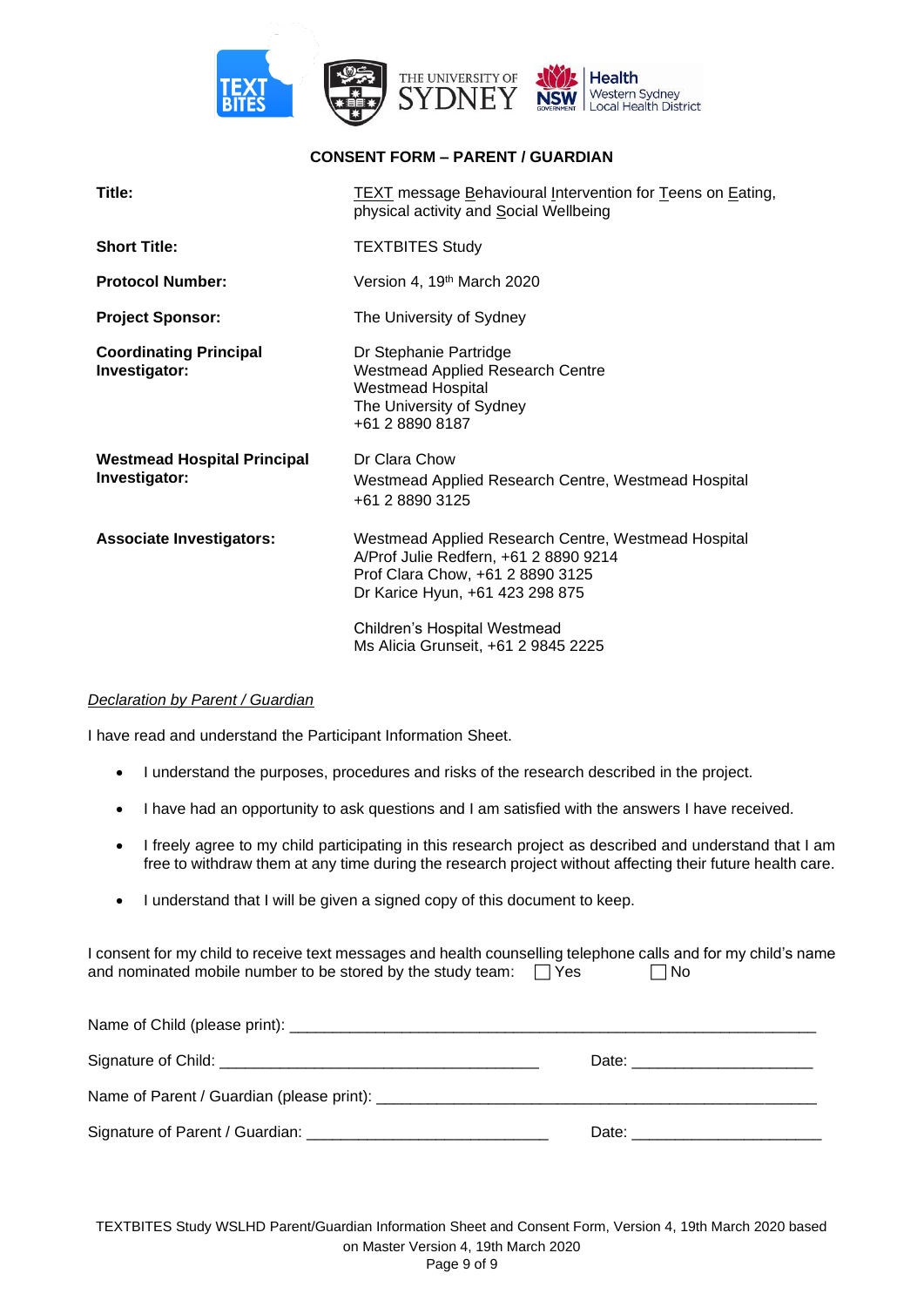**CONSENT FORM – PARENT / GUARDIAN**

| | |
|---|---|
| **Title:** | TEXT message Behavioural Intervention for Teens on Eating, physical activity and Social Wellbeing |
| **Short Title:** | TEXTBITES Study |
| **Protocol Number:** | Version 4, 19th March 2020 |
| **Project Sponsor:** | The University of Sydney |
| **Coordinating Principal Investigator:** | Dr Stephanie Partridge<br>Westmead Applied Research Centre<br>Westmead Hospital<br>The University of Sydney<br>+61 2 8890 8187 |
| **Westmead Hospital Principal Investigator:** | Dr Clara Chow<br>Westmead Applied Research Centre, Westmead Hospital<br>+61 2 8890 3125 |
| **Associate Investigators:** | Westmead Applied Research Centre, Westmead Hospital<br>A/Prof Julie Redfern, +61 2 8890 9214<br>Prof Clara Chow, +61 2 8890 3125<br>Dr Karice Hyun, +61 423 298 875<br><br>Children's Hospital Westmead<br>Ms Alicia Grunseit, +61 2 9845 2225 |

*Declaration by Parent / Guardian*

I have read and understand the Participant Information Sheet.

- I understand the purposes, procedures and risks of the research described in the project.
- I have had an opportunity to ask questions and I am satisfied with the answers I have received.
- I freely agree to my child participating in this research project as described and understand that I am free to withdraw them at any time during the research project without affecting their future health care.
- I understand that I will be given a signed copy of this document to keep.

I consent for my child to receive text messages and health counselling telephone calls and for my child's name and nominated mobile number to be stored by the study team: ☐ Yes ☐ No

Name of Child (please print): ______________________________________________________________

Signature of Child: _____________________________________ Date: _____________________

Name of Parent / Guardian (please print): ____________________________________________________

Signature of Parent / Guardian: ____________________________ Date: ______________________

TEXTBITES Study WSLHD Parent/Guardian Information Sheet and Consent Form, Version 4, 19th March 2020 based on Master Version 4, 19th March 2020